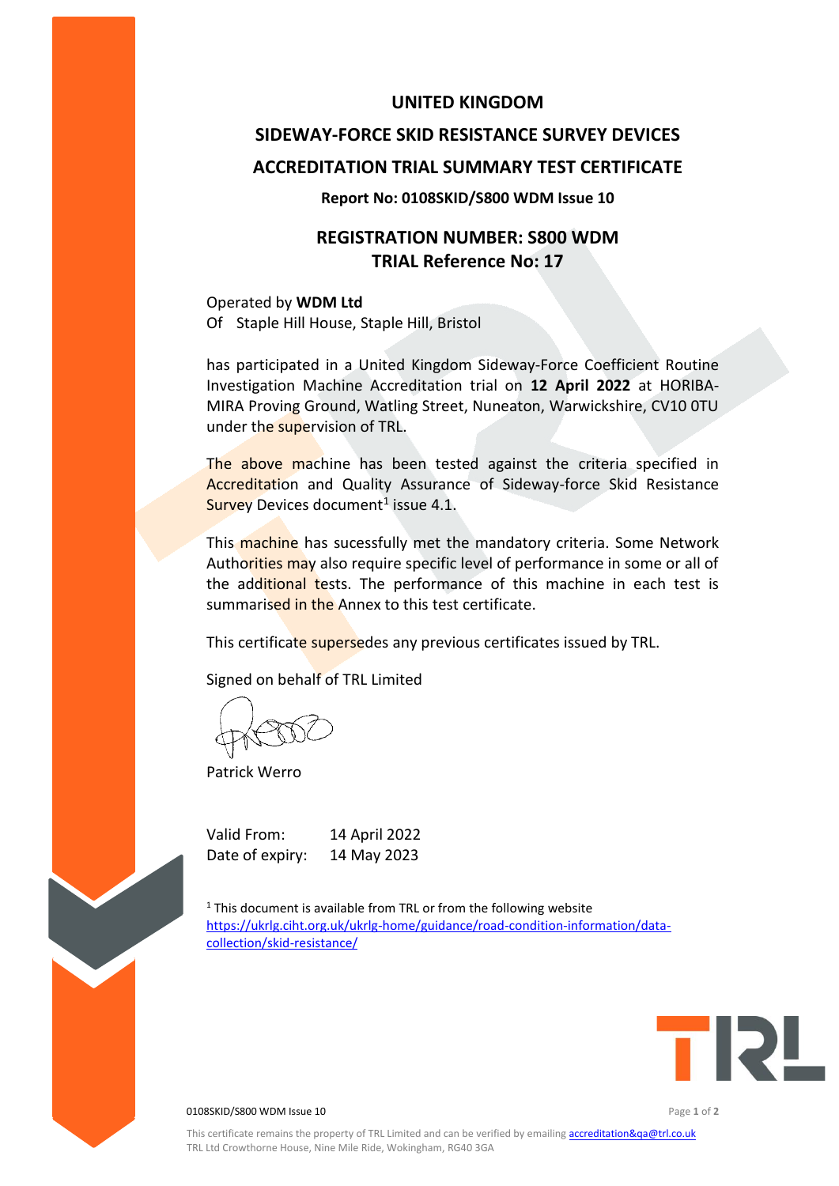# UNITED KINGDOM

# SIDEWAY-FORCE SKID RESISTANCE SURVEY DEVICES

# ACCREDITATION TRIAL SUMMARY TEST CERTIFICATE

**Report No: 0108SKID/S800 WDM Issue 10**

## REGISTRATION NUMBER: S800 WDM
## TRIAL Reference No: 17

Operated by **WDM Ltd**
Of Staple Hill House, Staple Hill, Bristol

has participated in a United Kingdom Sideway-Force Coefficient Routine Investigation Machine Accreditation trial on **12 April 2022** at HORIBA-MIRA Proving Ground, Watling Street, Nuneaton, Warwickshire, CV10 0TU under the supervision of TRL.

The above machine has been tested against the criteria specified in Accreditation and Quality Assurance of Sideway-force Skid Resistance Survey Devices document[1] issue 4.1.

This machine has sucessfully met the mandatory criteria. Some Network Authorities may also require specific level of performance in some or all of the additional tests. The performance of this machine in each test is summarised in the Annex to this test certificate.

This certificate supersedes any previous certificates issued by TRL.

Signed on behalf of TRL Limited

Patrick Werro

Valid From: 14 April 2022
Date of expiry: 14 May 2023

[1] This document is available from TRL or from the following website https://ukrlg.ciht.org.uk/ukrlg-home/guidance/road-condition-information/data-collection/skid-resistance/

This certificate remains the property of TRL Limited and can be verified by emailing accreditation&qa@trl.co.uk
TRL Ltd Crowthorne House, Nine Mile Ride, Wokingham, RG40 3GA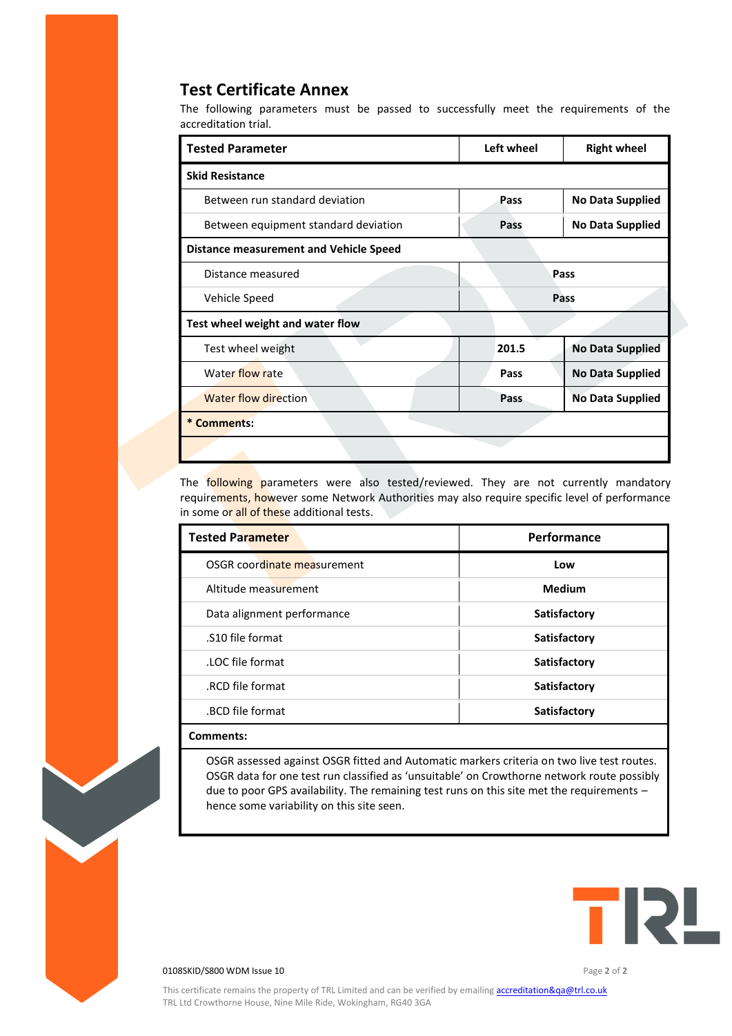## Test Certificate Annex

The following parameters must be passed to successfully meet the requirements of the accreditation trial.

| Tested Parameter | Left wheel | Right wheel |
|---|---|---|
| **Skid Resistance** | | |
| Between run standard deviation | **Pass** | **No Data Supplied** |
| Between equipment standard deviation | **Pass** | **No Data Supplied** |
| **Distance measurement and Vehicle Speed** | | |
| Distance measured | **Pass** | |
| Vehicle Speed | **Pass** | |
| **Test wheel weight and water flow** | | |
| Test wheel weight | **201.5** | **No Data Supplied** |
| Water flow rate | **Pass** | **No Data Supplied** |
| Water flow direction | **Pass** | **No Data Supplied** |
| *** Comments:** | | |

The following parameters were also tested/reviewed. They are not currently mandatory requirements, however some Network Authorities may also require specific level of performance in some or all of these additional tests.

| Tested Parameter | Performance |
|---|---|
| OSGR coordinate measurement | **Low** |
| Altitude measurement | **Medium** |
| Data alignment performance | **Satisfactory** |
| .S10 file format | **Satisfactory** |
| .LOC file format | **Satisfactory** |
| .RCD file format | **Satisfactory** |
| .BCD file format | **Satisfactory** |

**Comments:**

OSGR assessed against OSGR fitted and Automatic markers criteria on two live test routes. OSGR data for one test run classified as 'unsuitable' on Crowthorne network route possibly due to poor GPS availability. The remaining test runs on this site met the requirements – hence some variability on this site seen.

0108SKID/S800 WDM Issue 10

This certificate remains the property of TRL Limited and can be verified by emailing accreditation&qa@trl.co.uk
TRL Ltd Crowthorne House, Nine Mile Ride, Wokingham, RG40 3GA